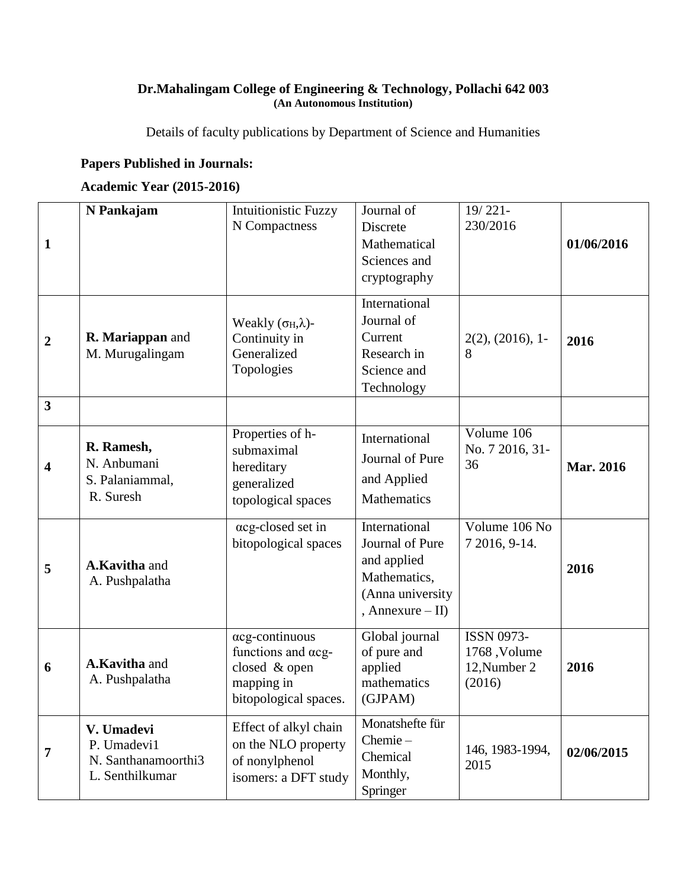**Dr.Mahalingam College of Engineering & Technology, Pollachi 642 003**
**(An Autonomous Institution)**

Details of faculty publications by Department of Science and Humanities

### Papers Published in Journals:

### Academic Year (2015-2016)

| | | | | | |
|---|---|---|---|---|---|
| **1** | **N Pankajam** | Intuitionistic Fuzzy N Compactness | Journal of Discrete Mathematical Sciences and cryptography | 19/ 221-230/2016 | **01/06/2016** |
| **2** | **R. Mariappan** and M. Murugalingam | Weakly $(\sigma_H,\lambda)$-Continuity in Generalized Topologies | International Journal of Current Research in Science and Technology | 2(2), (2016), 1-8 | **2016** |
| **3** | | | | | |
| **4** | **R. Ramesh,** N. Anbumani S. Palaniammal, R. Suresh | Properties of h-submaximal hereditary generalized topological spaces | International Journal of Pure and Applied Mathematics | Volume 106 No. 7 2016, 31-36 | **Mar. 2016** |
| **5** | **A.Kavitha** and A. Pushpalatha | αcg-closed set in bitopological spaces | International Journal of Pure and applied Mathematics, (Anna university , Annexure – II) | Volume 106 No 7 2016, 9-14. | **2016** |
| **6** | **A.Kavitha** and A. Pushpalatha | αcg-continuous functions and αcg-closed & open mapping in bitopological spaces. | Global journal of pure and applied mathematics (GJPAM) | ISSN 0973-1768 ,Volume 12,Number 2 (2016) | **2016** |
| **7** | **V. Umadevi** P. Umadevi1 N. Santhanamoorthi3 L. Senthilkumar | Effect of alkyl chain on the NLO property of nonylphenol isomers: a DFT study | Monatshefte für Chemie – Chemical Monthly, Springer | 146, 1983-1994, 2015 | **02/06/2015** |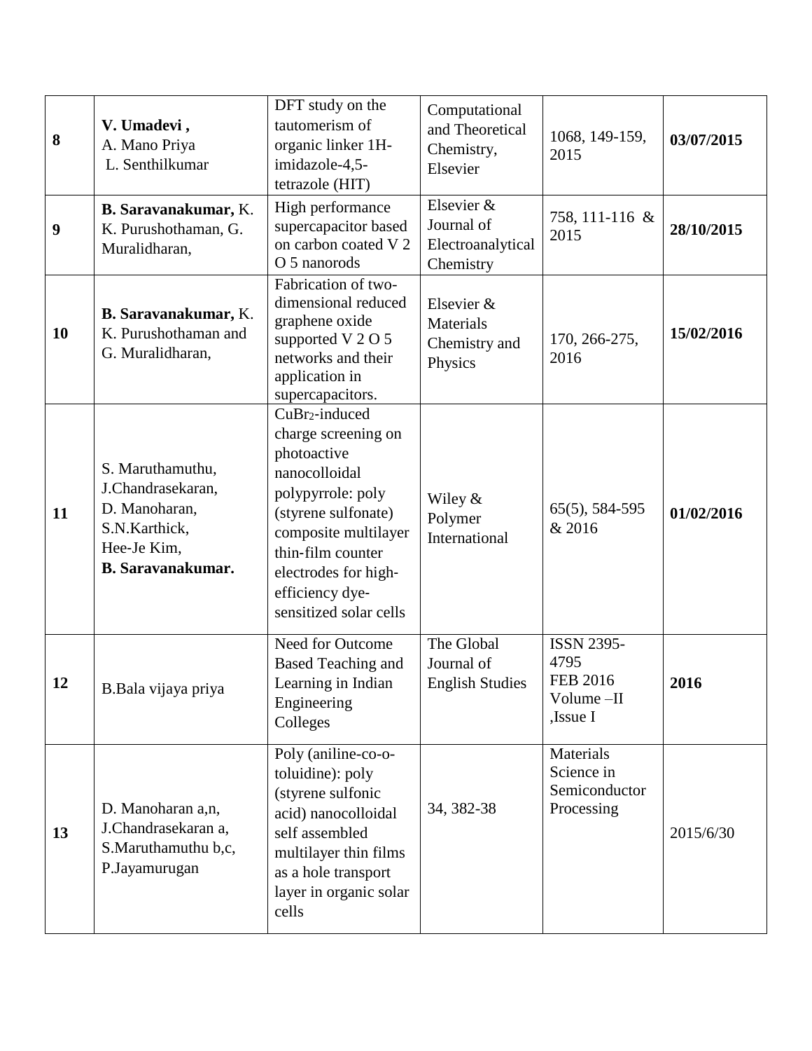| | | | | | |
|---|---|---|---|---|---|
| **8** | **V. Umadevi ,** A. Mano Priya L. Senthilkumar | DFT study on the tautomerism of organic linker 1H-imidazole-4,5-tetrazole (HIT) | Computational and Theoretical Chemistry, Elsevier | 1068, 149-159, 2015 | **03/07/2015** |
| **9** | **B. Saravanakumar,** K. K. Purushothaman, G. Muralidharan, | High performance supercapacitor based on carbon coated V 2 O 5 nanorods | Elsevier & Journal of Electroanalytical Chemistry | 758, 111-116 & 2015 | **28/10/2015** |
| **10** | **B. Saravanakumar,** K. K. Purushothaman and G. Muralidharan, | Fabrication of two-dimensional reduced graphene oxide supported V 2 O 5 networks and their application in supercapacitors. | Elsevier & Materials Chemistry and Physics | 170, 266-275, 2016 | **15/02/2016** |
| **11** | S. Maruthamuthu, J.Chandrasekaran, D. Manoharan, S.N.Karthick, Hee-Je Kim, **B. Saravanakumar.** | $CuBr_2$-induced charge screening on photoactive nanocolloidal polypyrrole: poly (styrene sulfonate) composite multilayer thin-film counter electrodes for high-efficiency dye-sensitized solar cells | Wiley & Polymer International | 65(5), 584-595 & 2016 | **01/02/2016** |
| **12** | B.Bala vijaya priya | Need for Outcome Based Teaching and Learning in Indian Engineering Colleges | The Global Journal of English Studies | ISSN 2395-4795 FEB 2016 Volume –II ,Issue I | **2016** |
| **13** | D. Manoharan a,n, J.Chandrasekaran a, S.Maruthamuthu b,c, P.Jayamurugan | Poly (aniline-co-o-toluidine): poly (styrene sulfonic acid) nanocolloidal self assembled multilayer thin films as a hole transport layer in organic solar cells | 34, 382-38 | Materials Science in Semiconductor Processing | 2015/6/30 |